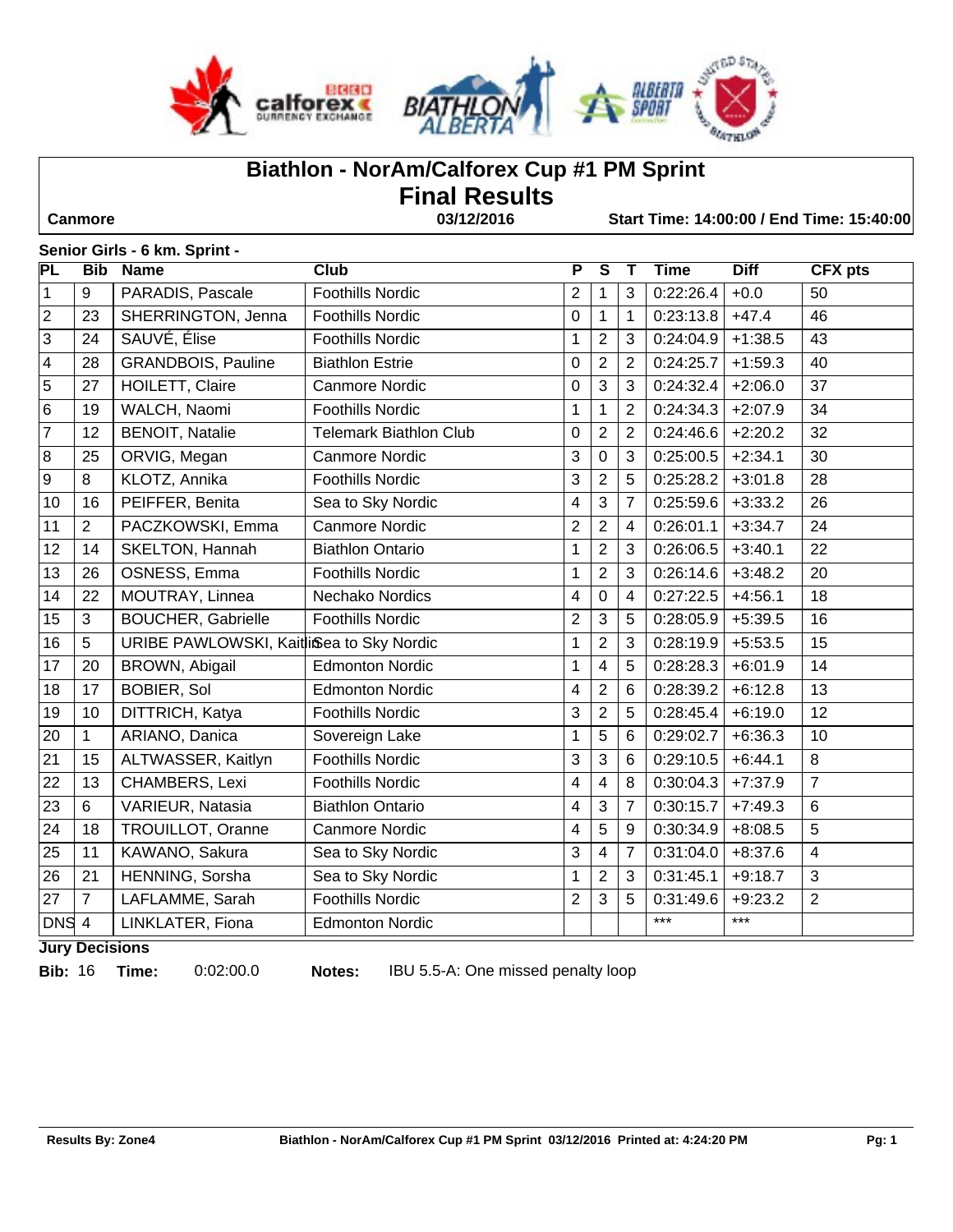# Biathlon - NorAm/Calforex Cup #1 PM Sprint

## Final Results

**Canmore** | **03/12/2016** | **Start Time: 14:00:00 / End Time: 15:40:00**

### Senior Girls - 6 km. Sprint -

| PL | Bib | Name | Club | P | S | T | Time | Diff | CFX pts |
|---|---|---|---|---|---|---|---|---|---|
| 1 | 9 | PARADIS, Pascale | Foothills Nordic | 2 | 1 | 3 | 0:22:26.4 | +0.0 | 50 |
| 2 | 23 | SHERRINGTON, Jenna | Foothills Nordic | 0 | 1 | 1 | 0:23:13.8 | +47.4 | 46 |
| 3 | 24 | SAUVÉ, Élise | Foothills Nordic | 1 | 2 | 3 | 0:24:04.9 | +1:38.5 | 43 |
| 4 | 28 | GRANDBOIS, Pauline | Biathlon Estrie | 0 | 2 | 2 | 0:24:25.7 | +1:59.3 | 40 |
| 5 | 27 | HOILETT, Claire | Canmore Nordic | 0 | 3 | 3 | 0:24:32.4 | +2:06.0 | 37 |
| 6 | 19 | WALCH, Naomi | Foothills Nordic | 1 | 1 | 2 | 0:24:34.3 | +2:07.9 | 34 |
| 7 | 12 | BENOIT, Natalie | Telemark Biathlon Club | 0 | 2 | 2 | 0:24:46.6 | +2:20.2 | 32 |
| 8 | 25 | ORVIG, Megan | Canmore Nordic | 3 | 0 | 3 | 0:25:00.5 | +2:34.1 | 30 |
| 9 | 8 | KLOTZ, Annika | Foothills Nordic | 3 | 2 | 5 | 0:25:28.2 | +3:01.8 | 28 |
| 10 | 16 | PEIFFER, Benita | Sea to Sky Nordic | 4 | 3 | 7 | 0:25:59.6 | +3:33.2 | 26 |
| 11 | 2 | PACZKOWSKI, Emma | Canmore Nordic | 2 | 2 | 4 | 0:26:01.1 | +3:34.7 | 24 |
| 12 | 14 | SKELTON, Hannah | Biathlon Ontario | 1 | 2 | 3 | 0:26:06.5 | +3:40.1 | 22 |
| 13 | 26 | OSNESS, Emma | Foothills Nordic | 1 | 2 | 3 | 0:26:14.6 | +3:48.2 | 20 |
| 14 | 22 | MOUTRAY, Linnea | Nechako Nordics | 4 | 0 | 4 | 0:27:22.5 | +4:56.1 | 18 |
| 15 | 3 | BOUCHER, Gabrielle | Foothills Nordic | 2 | 3 | 5 | 0:28:05.9 | +5:39.5 | 16 |
| 16 | 5 | URIBE PAWLOWSKI, Kaitlin | Sea to Sky Nordic | 1 | 2 | 3 | 0:28:19.9 | +5:53.5 | 15 |
| 17 | 20 | BROWN, Abigail | Edmonton Nordic | 1 | 4 | 5 | 0:28:28.3 | +6:01.9 | 14 |
| 18 | 17 | BOBIER, Sol | Edmonton Nordic | 4 | 2 | 6 | 0:28:39.2 | +6:12.8 | 13 |
| 19 | 10 | DITTRICH, Katya | Foothills Nordic | 3 | 2 | 5 | 0:28:45.4 | +6:19.0 | 12 |
| 20 | 1 | ARIANO, Danica | Sovereign Lake | 1 | 5 | 6 | 0:29:02.7 | +6:36.3 | 10 |
| 21 | 15 | ALTWASSER, Kaitlyn | Foothills Nordic | 3 | 3 | 6 | 0:29:10.5 | +6:44.1 | 8 |
| 22 | 13 | CHAMBERS, Lexi | Foothills Nordic | 4 | 4 | 8 | 0:30:04.3 | +7:37.9 | 7 |
| 23 | 6 | VARIEUR, Natasia | Biathlon Ontario | 4 | 3 | 7 | 0:30:15.7 | +7:49.3 | 6 |
| 24 | 18 | TROUILLOT, Oranne | Canmore Nordic | 4 | 5 | 9 | 0:30:34.9 | +8:08.5 | 5 |
| 25 | 11 | KAWANO, Sakura | Sea to Sky Nordic | 3 | 4 | 7 | 0:31:04.0 | +8:37.6 | 4 |
| 26 | 21 | HENNING, Sorsha | Sea to Sky Nordic | 1 | 2 | 3 | 0:31:45.1 | +9:18.7 | 3 |
| 27 | 7 | LAFLAMME, Sarah | Foothills Nordic | 2 | 3 | 5 | 0:31:49.6 | +9:23.2 | 2 |
| DNS | 4 | LINKLATER, Fiona | Edmonton Nordic | | | | *** | *** | |

**Jury Decisions**

**Bib:** 16 **Time:** 0:02:00.0 **Notes:** IBU 5.5-A: One missed penalty loop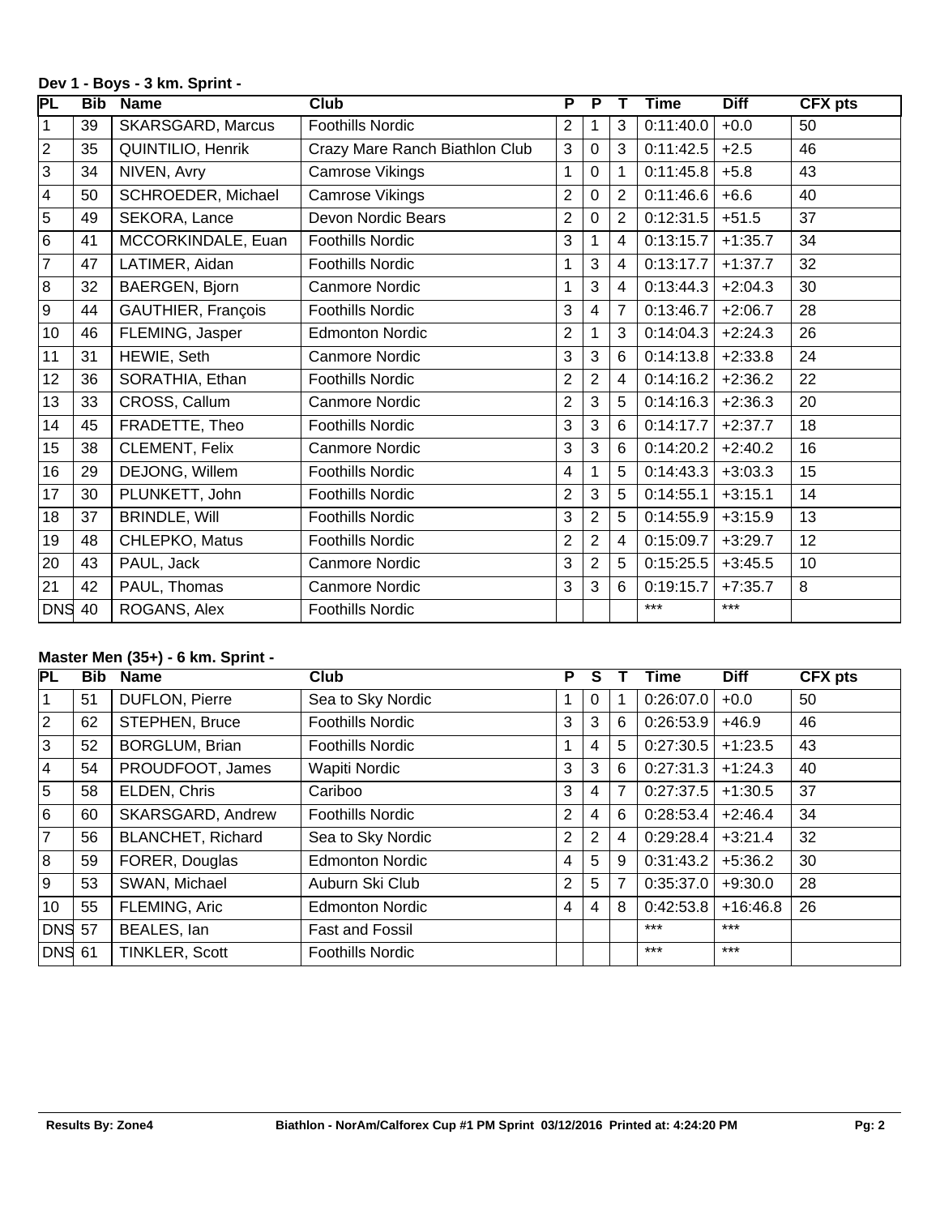**Dev 1 - Boys - 3 km. Sprint -**

| PL | Bib | Name | Club | P | P | T | Time | Diff | CFX pts |
|---|---|---|---|---|---|---|---|---|---|
| 1 | 39 | SKARSGARD, Marcus | Foothills Nordic | 2 | 1 | 3 | 0:11:40.0 | +0.0 | 50 |
| 2 | 35 | QUINTILIO, Henrik | Crazy Mare Ranch Biathlon Club | 3 | 0 | 3 | 0:11:42.5 | +2.5 | 46 |
| 3 | 34 | NIVEN, Avry | Camrose Vikings | 1 | 0 | 1 | 0:11:45.8 | +5.8 | 43 |
| 4 | 50 | SCHROEDER, Michael | Camrose Vikings | 2 | 0 | 2 | 0:11:46.6 | +6.6 | 40 |
| 5 | 49 | SEKORA, Lance | Devon Nordic Bears | 2 | 0 | 2 | 0:12:31.5 | +51.5 | 37 |
| 6 | 41 | MCCORKINDALE, Euan | Foothills Nordic | 3 | 1 | 4 | 0:13:15.7 | +1:35.7 | 34 |
| 7 | 47 | LATIMER, Aidan | Foothills Nordic | 1 | 3 | 4 | 0:13:17.7 | +1:37.7 | 32 |
| 8 | 32 | BAERGEN, Bjorn | Canmore Nordic | 1 | 3 | 4 | 0:13:44.3 | +2:04.3 | 30 |
| 9 | 44 | GAUTHIER, François | Foothills Nordic | 3 | 4 | 7 | 0:13:46.7 | +2:06.7 | 28 |
| 10 | 46 | FLEMING, Jasper | Edmonton Nordic | 2 | 1 | 3 | 0:14:04.3 | +2:24.3 | 26 |
| 11 | 31 | HEWIE, Seth | Canmore Nordic | 3 | 3 | 6 | 0:14:13.8 | +2:33.8 | 24 |
| 12 | 36 | SORATHIA, Ethan | Foothills Nordic | 2 | 2 | 4 | 0:14:16.2 | +2:36.2 | 22 |
| 13 | 33 | CROSS, Callum | Canmore Nordic | 2 | 3 | 5 | 0:14:16.3 | +2:36.3 | 20 |
| 14 | 45 | FRADETTE, Theo | Foothills Nordic | 3 | 3 | 6 | 0:14:17.7 | +2:37.7 | 18 |
| 15 | 38 | CLEMENT, Felix | Canmore Nordic | 3 | 3 | 6 | 0:14:20.2 | +2:40.2 | 16 |
| 16 | 29 | DEJONG, Willem | Foothills Nordic | 4 | 1 | 5 | 0:14:43.3 | +3:03.3 | 15 |
| 17 | 30 | PLUNKETT, John | Foothills Nordic | 2 | 3 | 5 | 0:14:55.1 | +3:15.1 | 14 |
| 18 | 37 | BRINDLE, Will | Foothills Nordic | 3 | 2 | 5 | 0:14:55.9 | +3:15.9 | 13 |
| 19 | 48 | CHLEPKO, Matus | Foothills Nordic | 2 | 2 | 4 | 0:15:09.7 | +3:29.7 | 12 |
| 20 | 43 | PAUL, Jack | Canmore Nordic | 3 | 2 | 5 | 0:15:25.5 | +3:45.5 | 10 |
| 21 | 42 | PAUL, Thomas | Canmore Nordic | 3 | 3 | 6 | 0:19:15.7 | +7:35.7 | 8 |
| DNS | 40 | ROGANS, Alex | Foothills Nordic | | | | *** | *** | |

**Master Men (35+) - 6 km. Sprint -**

| PL | Bib | Name | Club | P | S | T | Time | Diff | CFX pts |
|---|---|---|---|---|---|---|---|---|---|
| 1 | 51 | DUFLON, Pierre | Sea to Sky Nordic | 1 | 0 | 1 | 0:26:07.0 | +0.0 | 50 |
| 2 | 62 | STEPHEN, Bruce | Foothills Nordic | 3 | 3 | 6 | 0:26:53.9 | +46.9 | 46 |
| 3 | 52 | BORGLUM, Brian | Foothills Nordic | 1 | 4 | 5 | 0:27:30.5 | +1:23.5 | 43 |
| 4 | 54 | PROUDFOOT, James | Wapiti Nordic | 3 | 3 | 6 | 0:27:31.3 | +1:24.3 | 40 |
| 5 | 58 | ELDEN, Chris | Cariboo | 3 | 4 | 7 | 0:27:37.5 | +1:30.5 | 37 |
| 6 | 60 | SKARSGARD, Andrew | Foothills Nordic | 2 | 4 | 6 | 0:28:53.4 | +2:46.4 | 34 |
| 7 | 56 | BLANCHET, Richard | Sea to Sky Nordic | 2 | 2 | 4 | 0:29:28.4 | +3:21.4 | 32 |
| 8 | 59 | FORER, Douglas | Edmonton Nordic | 4 | 5 | 9 | 0:31:43.2 | +5:36.2 | 30 |
| 9 | 53 | SWAN, Michael | Auburn Ski Club | 2 | 5 | 7 | 0:35:37.0 | +9:30.0 | 28 |
| 10 | 55 | FLEMING, Aric | Edmonton Nordic | 4 | 4 | 8 | 0:42:53.8 | +16:46.8 | 26 |
| DNS | 57 | BEALES, Ian | Fast and Fossil | | | | *** | *** | |
| DNS | 61 | TINKLER, Scott | Foothills Nordic | | | | *** | *** | |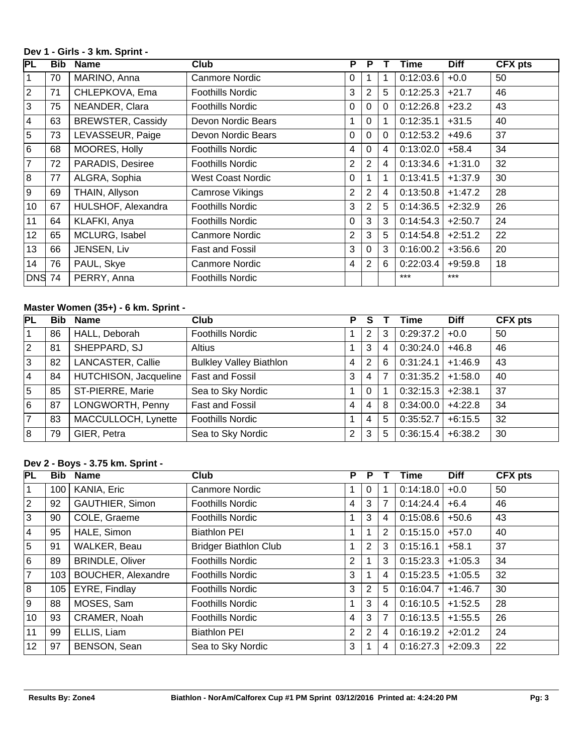**Dev 1 - Girls - 3 km. Sprint -**

| PL | Bib | Name | Club | P | P | T | Time | Diff | CFX pts |
|---|---|---|---|---|---|---|---|---|---|
| 1 | 70 | MARINO, Anna | Canmore Nordic | 0 | 1 | 1 | 0:12:03.6 | +0.0 | 50 |
| 2 | 71 | CHLEPKOVA, Ema | Foothills Nordic | 3 | 2 | 5 | 0:12:25.3 | +21.7 | 46 |
| 3 | 75 | NEANDER, Clara | Foothills Nordic | 0 | 0 | 0 | 0:12:26.8 | +23.2 | 43 |
| 4 | 63 | BREWSTER, Cassidy | Devon Nordic Bears | 1 | 0 | 1 | 0:12:35.1 | +31.5 | 40 |
| 5 | 73 | LEVASSEUR, Paige | Devon Nordic Bears | 0 | 0 | 0 | 0:12:53.2 | +49.6 | 37 |
| 6 | 68 | MOORES, Holly | Foothills Nordic | 4 | 0 | 4 | 0:13:02.0 | +58.4 | 34 |
| 7 | 72 | PARADIS, Desiree | Foothills Nordic | 2 | 2 | 4 | 0:13:34.6 | +1:31.0 | 32 |
| 8 | 77 | ALGRA, Sophia | West Coast Nordic | 0 | 1 | 1 | 0:13:41.5 | +1:37.9 | 30 |
| 9 | 69 | THAIN, Allyson | Camrose Vikings | 2 | 2 | 4 | 0:13:50.8 | +1:47.2 | 28 |
| 10 | 67 | HULSHOF, Alexandra | Foothills Nordic | 3 | 2 | 5 | 0:14:36.5 | +2:32.9 | 26 |
| 11 | 64 | KLAFKI, Anya | Foothills Nordic | 0 | 3 | 3 | 0:14:54.3 | +2:50.7 | 24 |
| 12 | 65 | MCLURG, Isabel | Canmore Nordic | 2 | 3 | 5 | 0:14:54.8 | +2:51.2 | 22 |
| 13 | 66 | JENSEN, Liv | Fast and Fossil | 3 | 0 | 3 | 0:16:00.2 | +3:56.6 | 20 |
| 14 | 76 | PAUL, Skye | Canmore Nordic | 4 | 2 | 6 | 0:22:03.4 | +9:59.8 | 18 |
| DNS | 74 | PERRY, Anna | Foothills Nordic | | | | *** | *** | |

**Master Women (35+) - 6 km. Sprint -**

| PL | Bib | Name | Club | P | S | T | Time | Diff | CFX pts |
|---|---|---|---|---|---|---|---|---|---|
| 1 | 86 | HALL, Deborah | Foothills Nordic | 1 | 2 | 3 | 0:29:37.2 | +0.0 | 50 |
| 2 | 81 | SHEPPARD, SJ | Altius | 1 | 3 | 4 | 0:30:24.0 | +46.8 | 46 |
| 3 | 82 | LANCASTER, Callie | Bulkley Valley Biathlon | 4 | 2 | 6 | 0:31:24.1 | +1:46.9 | 43 |
| 4 | 84 | HUTCHISON, Jacqueline | Fast and Fossil | 3 | 4 | 7 | 0:31:35.2 | +1:58.0 | 40 |
| 5 | 85 | ST-PIERRE, Marie | Sea to Sky Nordic | 1 | 0 | 1 | 0:32:15.3 | +2:38.1 | 37 |
| 6 | 87 | LONGWORTH, Penny | Fast and Fossil | 4 | 4 | 8 | 0:34:00.0 | +4:22.8 | 34 |
| 7 | 83 | MACCULLOCH, Lynette | Foothills Nordic | 1 | 4 | 5 | 0:35:52.7 | +6:15.5 | 32 |
| 8 | 79 | GIER, Petra | Sea to Sky Nordic | 2 | 3 | 5 | 0:36:15.4 | +6:38.2 | 30 |

**Dev 2 - Boys - 3.75 km. Sprint -**

| PL | Bib | Name | Club | P | P | T | Time | Diff | CFX pts |
|---|---|---|---|---|---|---|---|---|---|
| 1 | 100 | KANIA, Eric | Canmore Nordic | 1 | 0 | 1 | 0:14:18.0 | +0.0 | 50 |
| 2 | 92 | GAUTHIER, Simon | Foothills Nordic | 4 | 3 | 7 | 0:14:24.4 | +6.4 | 46 |
| 3 | 90 | COLE, Graeme | Foothills Nordic | 1 | 3 | 4 | 0:15:08.6 | +50.6 | 43 |
| 4 | 95 | HALE, Simon | Biathlon PEI | 1 | 1 | 2 | 0:15:15.0 | +57.0 | 40 |
| 5 | 91 | WALKER, Beau | Bridger Biathlon Club | 1 | 2 | 3 | 0:15:16.1 | +58.1 | 37 |
| 6 | 89 | BRINDLE, Oliver | Foothills Nordic | 2 | 1 | 3 | 0:15:23.3 | +1:05.3 | 34 |
| 7 | 103 | BOUCHER, Alexandre | Foothills Nordic | 3 | 1 | 4 | 0:15:23.5 | +1:05.5 | 32 |
| 8 | 105 | EYRE, Findlay | Foothills Nordic | 3 | 2 | 5 | 0:16:04.7 | +1:46.7 | 30 |
| 9 | 88 | MOSES, Sam | Foothills Nordic | 1 | 3 | 4 | 0:16:10.5 | +1:52.5 | 28 |
| 10 | 93 | CRAMER, Noah | Foothills Nordic | 4 | 3 | 7 | 0:16:13.5 | +1:55.5 | 26 |
| 11 | 99 | ELLIS, Liam | Biathlon PEI | 2 | 2 | 4 | 0:16:19.2 | +2:01.2 | 24 |
| 12 | 97 | BENSON, Sean | Sea to Sky Nordic | 3 | 1 | 4 | 0:16:27.3 | +2:09.3 | 22 |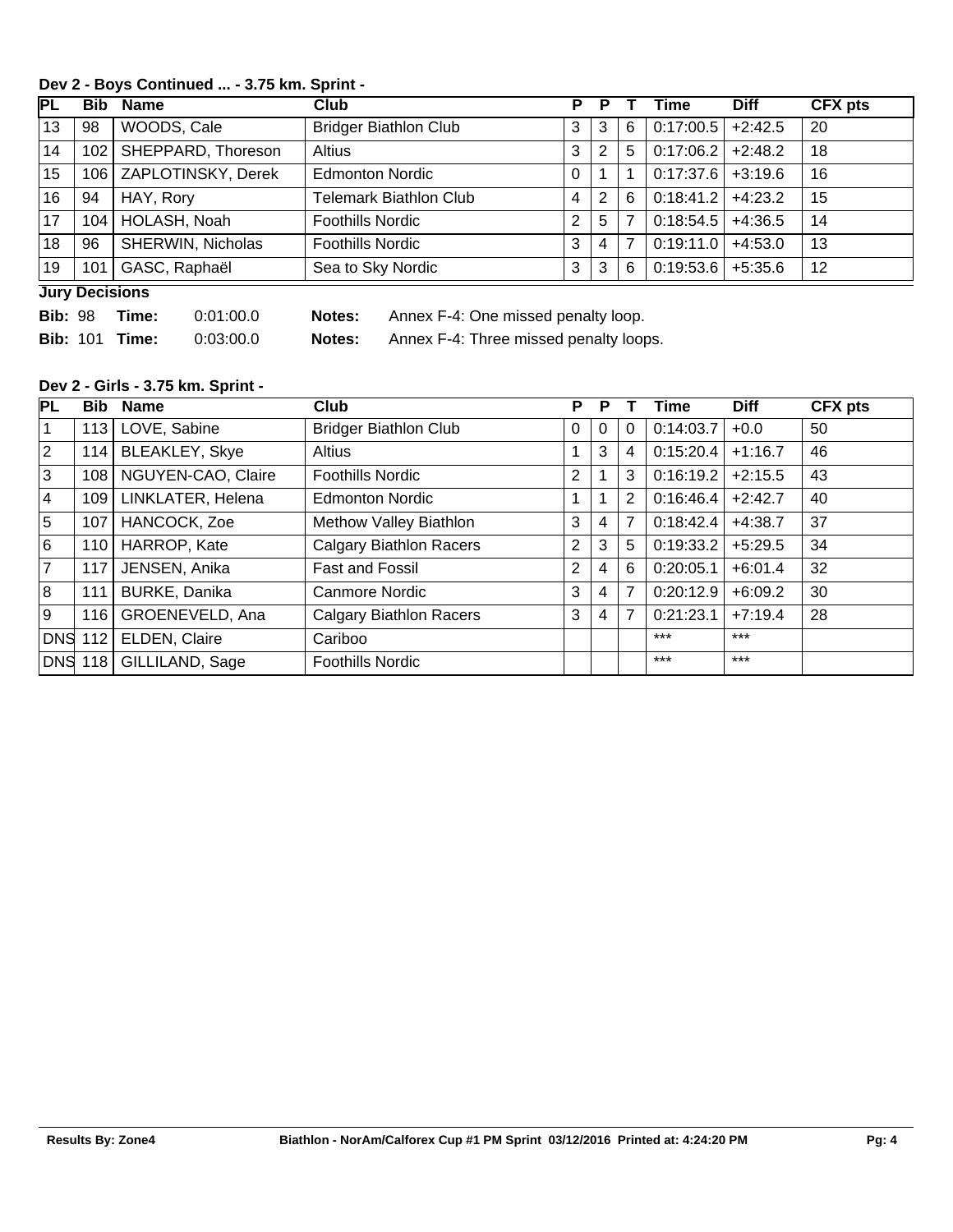**Dev 2 - Boys Continued ... - 3.75 km. Sprint -**

| PL | Bib | Name | Club | P | P | T | Time | Diff | CFX pts |
|---|---|---|---|---|---|---|---|---|---|
| 13 | 98 | WOODS, Cale | Bridger Biathlon Club | 3 | 3 | 6 | 0:17:00.5 | +2:42.5 | 20 |
| 14 | 102 | SHEPPARD, Thoreson | Altius | 3 | 2 | 5 | 0:17:06.2 | +2:48.2 | 18 |
| 15 | 106 | ZAPLOTINSKY, Derek | Edmonton Nordic | 0 | 1 | 1 | 0:17:37.6 | +3:19.6 | 16 |
| 16 | 94 | HAY, Rory | Telemark Biathlon Club | 4 | 2 | 6 | 0:18:41.2 | +4:23.2 | 15 |
| 17 | 104 | HOLASH, Noah | Foothills Nordic | 2 | 5 | 7 | 0:18:54.5 | +4:36.5 | 14 |
| 18 | 96 | SHERWIN, Nicholas | Foothills Nordic | 3 | 4 | 7 | 0:19:11.0 | +4:53.0 | 13 |
| 19 | 101 | GASC, Raphaël | Sea to Sky Nordic | 3 | 3 | 6 | 0:19:53.6 | +5:35.6 | 12 |

**Jury Decisions**

**Bib:** 98 **Time:** 0:01:00.0 **Notes:** Annex F-4: One missed penalty loop.

**Bib:** 101 **Time:** 0:03:00.0 **Notes:** Annex F-4: Three missed penalty loops.

**Dev 2 - Girls - 3.75 km. Sprint -**

| PL | Bib | Name | Club | P | P | T | Time | Diff | CFX pts |
|---|---|---|---|---|---|---|---|---|---|
| 1 | 113 | LOVE, Sabine | Bridger Biathlon Club | 0 | 0 | 0 | 0:14:03.7 | +0.0 | 50 |
| 2 | 114 | BLEAKLEY, Skye | Altius | 1 | 3 | 4 | 0:15:20.4 | +1:16.7 | 46 |
| 3 | 108 | NGUYEN-CAO, Claire | Foothills Nordic | 2 | 1 | 3 | 0:16:19.2 | +2:15.5 | 43 |
| 4 | 109 | LINKLATER, Helena | Edmonton Nordic | 1 | 1 | 2 | 0:16:46.4 | +2:42.7 | 40 |
| 5 | 107 | HANCOCK, Zoe | Methow Valley Biathlon | 3 | 4 | 7 | 0:18:42.4 | +4:38.7 | 37 |
| 6 | 110 | HARROP, Kate | Calgary Biathlon Racers | 2 | 3 | 5 | 0:19:33.2 | +5:29.5 | 34 |
| 7 | 117 | JENSEN, Anika | Fast and Fossil | 2 | 4 | 6 | 0:20:05.1 | +6:01.4 | 32 |
| 8 | 111 | BURKE, Danika | Canmore Nordic | 3 | 4 | 7 | 0:20:12.9 | +6:09.2 | 30 |
| 9 | 116 | GROENEVELD, Ana | Calgary Biathlon Racers | 3 | 4 | 7 | 0:21:23.1 | +7:19.4 | 28 |
| DNS | 112 | ELDEN, Claire | Cariboo | | | | *** | *** | |
| DNS | 118 | GILLILAND, Sage | Foothills Nordic | | | | *** | *** | |